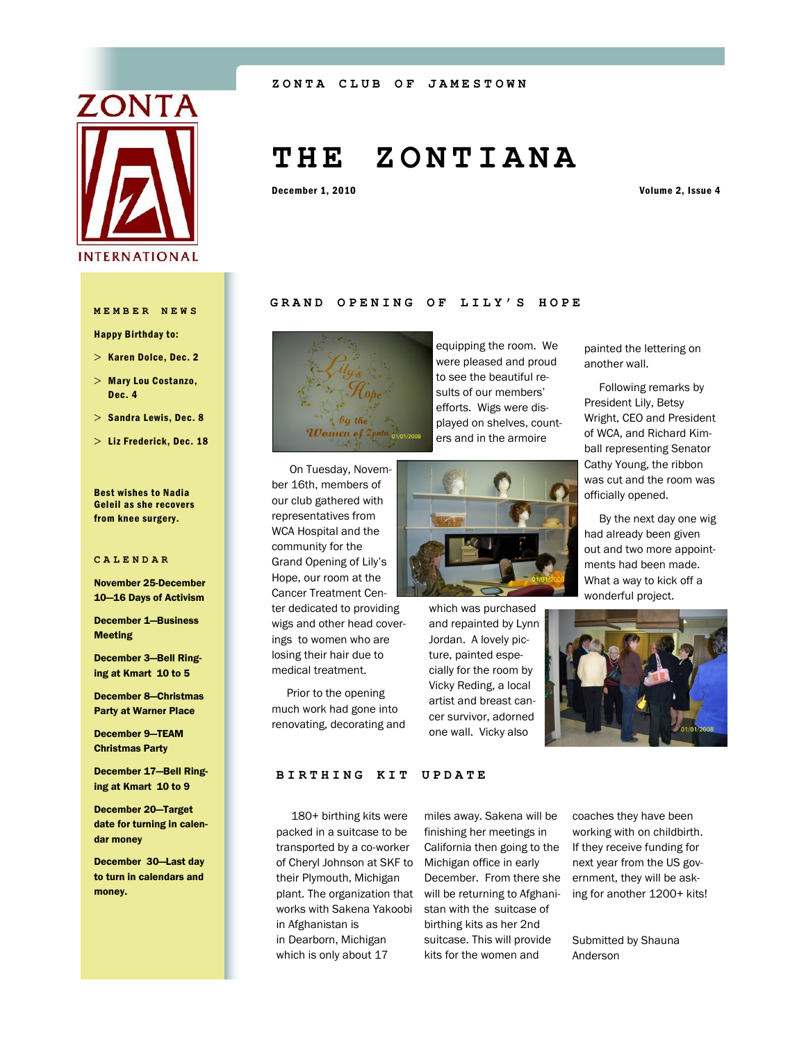ZONTA CLUB OF JAMESTOWN

# THE ZONTIANA

December 1, 2010

Volume 2, Issue 4

## MEMBER NEWS

**Happy Birthday to:**

- **Karen Dolce, Dec. 2**
- **Mary Lou Costanzo, Dec. 4**
- **Sandra Lewis, Dec. 8**
- **Liz Frederick, Dec. 18**

**Best wishes to Nadia Geleil as she recovers from knee surgery.**

## CALENDAR

**November 25-December 10—16 Days of Activism**

**December 1—Business Meeting**

**December 3—Bell Ringing at Kmart 10 to 5**

**December 8—Christmas Party at Warner Place**

**December 9—TEAM Christmas Party**

**December 17—Bell Ringing at Kmart 10 to 9**

**December 20—Target date for turning in calendar money**

**December 30—Last day to turn in calendars and money.**

## GRAND OPENING OF LILY'S HOPE

On Tuesday, November 16th, members of our club gathered with representatives from WCA Hospital and the community for the Grand Opening of Lily's Hope, our room at the Cancer Treatment Center dedicated to providing wigs and other head coverings to women who are losing their hair due to medical treatment.

Prior to the opening much work had gone into renovating, decorating and equipping the room. We were pleased and proud to see the beautiful results of our members' efforts. Wigs were displayed on shelves, counters and in the armoire which was purchased and repainted by Lynn Jordan. A lovely picture, painted especially for the room by Vicky Reding, a local artist and breast cancer survivor, adorned one wall. Vicky also painted the lettering on another wall.

Following remarks by President Lily, Betsy Wright, CEO and President of WCA, and Richard Kimball representing Senator Cathy Young, the ribbon was cut and the room was officially opened.

By the next day one wig had already been given out and two more appointments had been made. What a way to kick off a wonderful project.

## BIRTHING KIT UPDATE

180+ birthing kits were packed in a suitcase to be transported by a co-worker of Cheryl Johnson at SKF to their Plymouth, Michigan plant. The organization that works with Sakena Yakoobi in Afghanistan is in Dearborn, Michigan which is only about 17 miles away. Sakena will be finishing her meetings in California then going to the Michigan office in early December. From there she will be returning to Afghanistan with the suitcase of birthing kits as her 2nd suitcase. This will provide kits for the women and coaches they have been working with on childbirth. If they receive funding for next year from the US government, they will be asking for another 1200+ kits!

Submitted by Shauna Anderson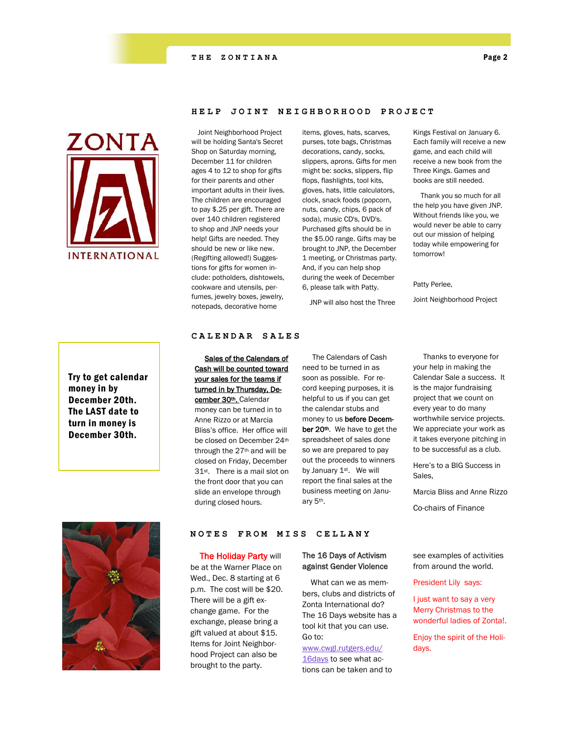## HELP JOINT NEIGHBORHOOD PROJECT

Joint Neighborhood Project will be holding Santa's Secret Shop on Saturday morning, December 11 for children ages 4 to 12 to shop for gifts for their parents and other important adults in their lives. The children are encouraged to pay $.25 per gift. There are over 140 children registered to shop and JNP needs your help! Gifts are needed. They should be new or like new. (Regifting allowed!) Suggestions for gifts for women include: potholders, dishtowels, cookware and utensils, perfumes, jewelry boxes, jewelry, notepads, decorative home items, gloves, hats, scarves, purses, tote bags, Christmas decorations, candy, socks, slippers, aprons. Gifts for men might be: socks, slippers, flip flops, flashlights, tool kits, gloves, hats, little calculators, clock, snack foods (popcorn, nuts, candy, chips, 6 pack of soda), music CD's, DVD's. Purchased gifts should be in the $5.00 range. Gifts may be brought to JNP, the December 1 meeting, or Christmas party. And, if you can help shop during the week of December 6, please talk with Patty.

JNP will also host the Three Kings Festival on January 6. Each family will receive a new game, and each child will receive a new book from the Three Kings. Games and books are still needed.

Thank you so much for all the help you have given JNP. Without friends like you, we would never be able to carry out our mission of helping today while empowering for tomorrow!

Patty Perlee,

Joint Neighborhood Project

## CALENDAR SALES

**Try to get calendar money in by December 20th. The LAST date to turn in money is December 30th.**

Sales of the Calendars of Cash will be counted toward your sales for the teams if turned in by Thursday, December 30th. Calendar money can be turned in to Anne Rizzo or at Marcia Bliss's office. Her office will be closed on December 24th through the 27th and will be closed on Friday, December 31st. There is a mail slot on the front door that you can slide an envelope through during closed hours.

The Calendars of Cash need to be turned in as soon as possible. For record keeping purposes, it is helpful to us if you can get the calendar stubs and money to us **before December 20th**. We have to get the spreadsheet of sales done so we are prepared to pay out the proceeds to winners by January 1st. We will report the final sales at the business meeting on January 5th.

Thanks to everyone for your help in making the Calendar Sale a success. It is the major fundraising project that we count on every year to do many worthwhile service projects. We appreciate your work as it takes everyone pitching in to be successful as a club.

Here's to a BIG Success in Sales,

Marcia Bliss and Anne Rizzo

Co-chairs of Finance

## NOTES FROM MISS CELLANY

**The Holiday Party** will be at the Warner Place on Wed., Dec. 8 starting at 6 p.m. The cost will be $20. There will be a gift exchange game. For the exchange, please bring a gift valued at about $15. Items for Joint Neighborhood Project can also be brought to the party.

**The 16 Days of Activism against Gender Violence**

What can we as members, clubs and districts of Zonta International do? The 16 Days website has a tool kit that you can use. Go to: www.cwgl.rutgers.edu/16days to see what actions can be taken and to see examples of activities from around the world.

President Lily says:

I just want to say a very Merry Christmas to the wonderful ladies of Zonta!.

Enjoy the spirit of the Holidays.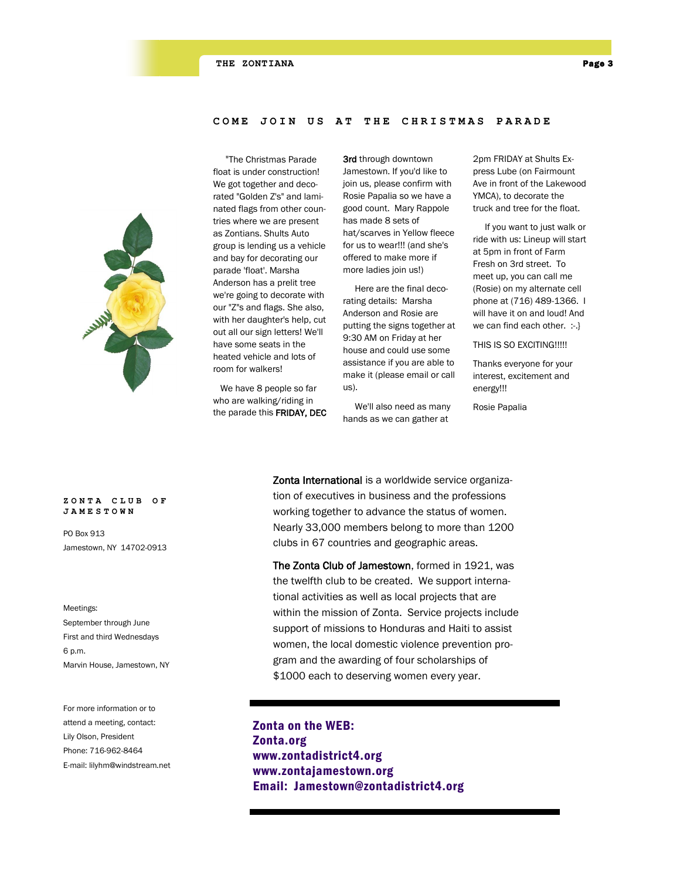## COME JOIN US AT THE CHRISTMAS PARADE

"The Christmas Parade float is under construction! We got together and decorated "Golden Z's" and laminated flags from other countries where we are present as Zontians. Shults Auto group is lending us a vehicle and bay for decorating our parade 'float'. Marsha Anderson has a prelit tree we're going to decorate with our "Z"s and flags. She also, with her daughter's help, cut out all our sign letters! We'll have some seats in the heated vehicle and lots of room for walkers!

We have 8 people so far who are walking/riding in the parade this **FRIDAY, DEC 3rd** through downtown Jamestown. If you'd like to join us, please confirm with Rosie Papalia so we have a good count. Mary Rappole has made 8 sets of hat/scarves in Yellow fleece for us to wear!!! (and she's offered to make more if more ladies join us!)

Here are the final decorating details: Marsha Anderson and Rosie are putting the signs together at 9:30 AM on Friday at her house and could use some assistance if you are able to make it (please email or call us).

We'll also need as many hands as we can gather at 2pm FRIDAY at Shults Express Lube (on Fairmount Ave in front of the Lakewood YMCA), to decorate the truck and tree for the float.

If you want to just walk or ride with us: Lineup will start at 5pm in front of Farm Fresh on 3rd street. To meet up, you can call me (Rosie) on my alternate cell phone at (716) 489-1366. I will have it on and loud! And we can find each other. :-}

THIS IS SO EXCITING!!!!!

Thanks everyone for your interest, excitement and energy!!!

Rosie Papalia

**ZONTA CLUB OF JAMESTOWN**

PO Box 913
Jamestown, NY 14702-0913

Meetings:
September through June
First and third Wednesdays
6 p.m.
Marvin House, Jamestown, NY

For more information or to attend a meeting, contact:
Lily Olson, President
Phone: 716-962-8464
E-mail: lilyhm@windstream.net

**Zonta International** is a worldwide service organization of executives in business and the professions working together to advance the status of women. Nearly 33,000 members belong to more than 1200 clubs in 67 countries and geographic areas.

**The Zonta Club of Jamestown**, formed in 1921, was the twelfth club to be created. We support international activities as well as local projects that are within the mission of Zonta. Service projects include support of missions to Honduras and Haiti to assist women, the local domestic violence prevention program and the awarding of four scholarships of $1000 each to deserving women every year.

**Zonta on the WEB:**
**Zonta.org**
**www.zontadistrict4.org**
**www.zontajamestown.org**
**Email: Jamestown@zontadistrict4.org**